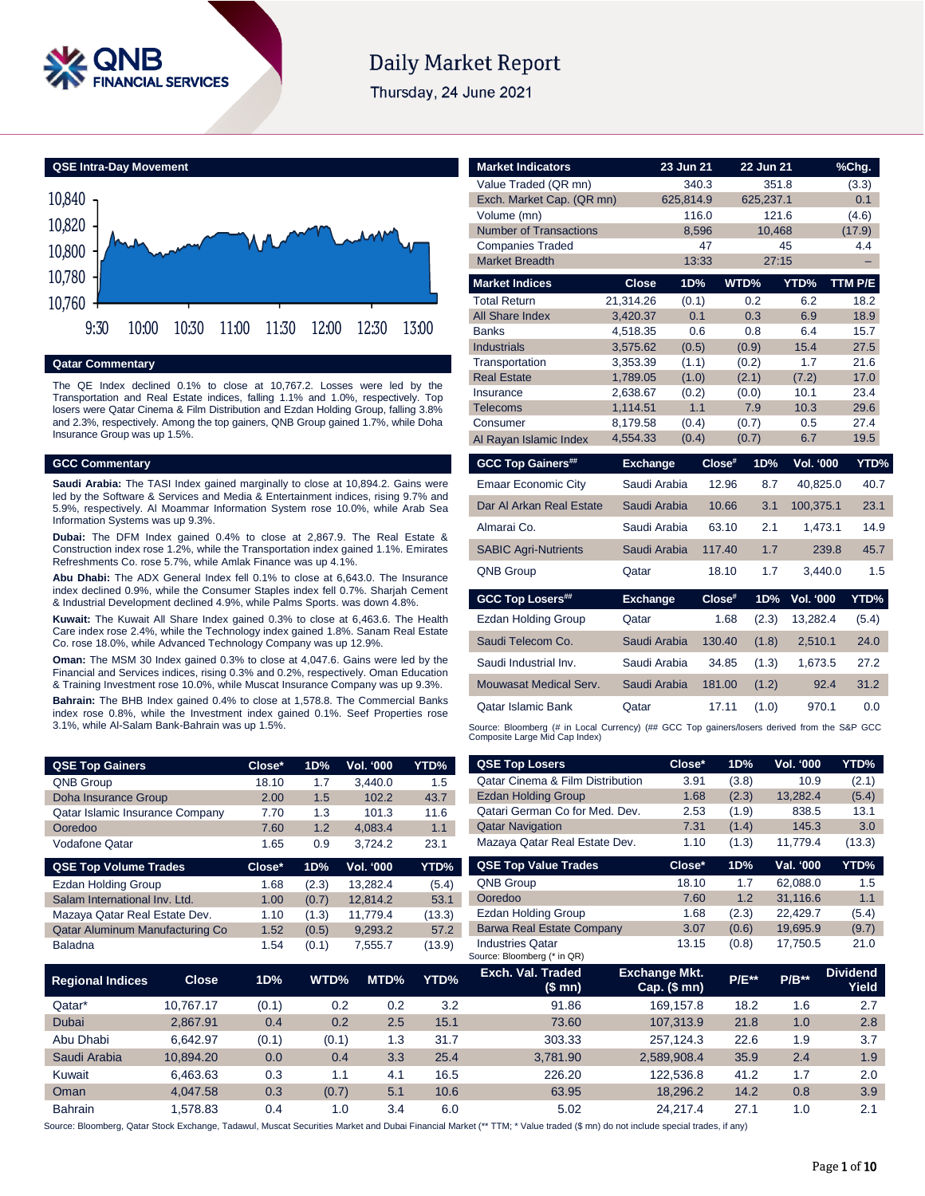# Daily Market Report

Thursday, 24 June 2021

## QSE Intra-Day Movement

10,840
10,820
10,800
10,780
10,760

9:30 10:00 10:30 11:00 11:30 12:00 12:30 13:00

## Qatar Commentary

The QE Index declined 0.1% to close at 10,767.2. Losses were led by the Transportation and Real Estate indices, falling 1.1% and 1.0%, respectively. Top losers were Qatar Cinema & Film Distribution and Ezdan Holding Group, falling 3.8% and 2.3%, respectively. Among the top gainers, QNB Group gained 1.7%, while Doha Insurance Group was up 1.5%.

## GCC Commentary

**Saudi Arabia:** The TASI Index gained marginally to close at 10,894.2. Gains were led by the Software & Services and Media & Entertainment indices, rising 9.7% and 5.9%, respectively. Al Moammar Information System rose 10.0%, while Arab Sea Information Systems was up 9.3%.

**Dubai:** The DFM Index gained 0.4% to close at 2,867.9. The Real Estate & Construction index rose 1.2%, while the Transportation index gained 1.1%. Emirates Refreshments Co. rose 5.7%, while Amlak Finance was up 4.1%.

**Abu Dhabi:** The ADX General Index fell 0.1% to close at 6,643.0. The Insurance index declined 0.9%, while the Consumer Staples index fell 0.7%. Sharjah Cement & Industrial Development declined 4.9%, while Palms Sports. was down 4.8%.

**Kuwait:** The Kuwait All Share Index gained 0.3% to close at 6,463.6. The Health Care index rose 2.4%, while the Technology index gained 1.8%. Sanam Real Estate Co. rose 18.0%, while Advanced Technology Company was up 12.9%.

**Oman:** The MSM 30 Index gained 0.3% to close at 4,047.6. Gains were led by the Financial and Services indices, rising 0.3% and 0.2%, respectively. Oman Education & Training Investment rose 10.0%, while Muscat Insurance Company was up 9.3%.

**Bahrain:** The BHB Index gained 0.4% to close at 1,578.8. The Commercial Banks index rose 0.8%, while the Investment index gained 0.1%. Seef Properties rose 3.1%, while Al-Salam Bank-Bahrain was up 1.5%.

| Market Indicators | 23 Jun 21 | 22 Jun 21 | %Chg. |
|---|---|---|---|
| Value Traded (QR mn) | 340.3 | 351.8 | (3.3) |
| Exch. Market Cap. (QR mn) | 625,814.9 | 625,237.1 | 0.1 |
| Volume (mn) | 116.0 | 121.6 | (4.6) |
| Number of Transactions | 8,596 | 10,468 | (17.9) |
| Companies Traded | 47 | 45 | 4.4 |
| Market Breadth | 13:33 | 27:15 | – |

| Market Indices | Close | 1D% | WTD% | YTD% | TTM P/E |
|---|---|---|---|---|---|
| Total Return | 21,314.26 | (0.1) | 0.2 | 6.2 | 18.2 |
| All Share Index | 3,420.37 | 0.1 | 0.3 | 6.9 | 18.9 |
| Banks | 4,518.35 | 0.6 | 0.8 | 6.4 | 15.7 |
| Industrials | 3,575.62 | (0.5) | (0.9) | 15.4 | 27.5 |
| Transportation | 3,353.39 | (1.1) | (0.2) | 1.7 | 21.6 |
| Real Estate | 1,789.05 | (1.0) | (2.1) | (7.2) | 17.0 |
| Insurance | 2,638.67 | (0.2) | (0.0) | 10.1 | 23.4 |
| Telecoms | 1,114.51 | 1.1 | 7.9 | 10.3 | 29.6 |
| Consumer | 8,179.58 | (0.4) | (0.7) | 0.5 | 27.4 |
| Al Rayan Islamic Index | 4,554.33 | (0.4) | (0.7) | 6.7 | 19.5 |

| GCC Top Gainers## | Exchange | Close# | 1D% | Vol. '000 | YTD% |
|---|---|---|---|---|---|
| Emaar Economic City | Saudi Arabia | 12.96 | 8.7 | 40,825.0 | 40.7 |
| Dar Al Arkan Real Estate | Saudi Arabia | 10.66 | 3.1 | 100,375.1 | 23.1 |
| Almarai Co. | Saudi Arabia | 63.10 | 2.1 | 1,473.1 | 14.9 |
| SABIC Agri-Nutrients | Saudi Arabia | 117.40 | 1.7 | 239.8 | 45.7 |
| QNB Group | Qatar | 18.10 | 1.7 | 3,440.0 | 1.5 |

| GCC Top Losers## | Exchange | Close# | 1D% | Vol. '000 | YTD% |
|---|---|---|---|---|---|
| Ezdan Holding Group | Qatar | 1.68 | (2.3) | 13,282.4 | (5.4) |
| Saudi Telecom Co. | Saudi Arabia | 130.40 | (1.8) | 2,510.1 | 24.0 |
| Saudi Industrial Inv. | Saudi Arabia | 34.85 | (1.3) | 1,673.5 | 27.2 |
| Mouwasat Medical Serv. | Saudi Arabia | 181.00 | (1.2) | 92.4 | 31.2 |
| Qatar Islamic Bank | Qatar | 17.11 | (1.0) | 970.1 | 0.0 |

Source: Bloomberg (# in Local Currency) (## GCC Top gainers/losers derived from the S&P GCC Composite Large Mid Cap Index)

| QSE Top Gainers | Close* | 1D% | Vol. '000 | YTD% |
|---|---|---|---|---|
| QNB Group | 18.10 | 1.7 | 3,440.0 | 1.5 |
| Doha Insurance Group | 2.00 | 1.5 | 102.2 | 43.7 |
| Qatar Islamic Insurance Company | 7.70 | 1.3 | 101.3 | 11.6 |
| Ooredoo | 7.60 | 1.2 | 4,083.4 | 1.1 |
| Vodafone Qatar | 1.65 | 0.9 | 3,724.2 | 23.1 |

| QSE Top Volume Trades | Close* | 1D% | Vol. '000 | YTD% |
|---|---|---|---|---|
| Ezdan Holding Group | 1.68 | (2.3) | 13,282.4 | (5.4) |
| Salam International Inv. Ltd. | 1.00 | (0.7) | 12,814.2 | 53.1 |
| Mazaya Qatar Real Estate Dev. | 1.10 | (1.3) | 11,779.4 | (13.3) |
| Qatar Aluminum Manufacturing Co | 1.52 | (0.5) | 9,293.2 | 57.2 |
| Baladna | 1.54 | (0.1) | 7,555.7 | (13.9) |

| QSE Top Losers | Close* | 1D% | Vol. '000 | YTD% |
|---|---|---|---|---|
| Qatar Cinema & Film Distribution | 3.91 | (3.8) | 10.9 | (2.1) |
| Ezdan Holding Group | 1.68 | (2.3) | 13,282.4 | (5.4) |
| Qatari German Co for Med. Dev. | 2.53 | (1.9) | 838.5 | 13.1 |
| Qatar Navigation | 7.31 | (1.4) | 145.3 | 3.0 |
| Mazaya Qatar Real Estate Dev. | 1.10 | (1.3) | 11,779.4 | (13.3) |

| QSE Top Value Trades | Close* | 1D% | Val. '000 | YTD% |
|---|---|---|---|---|
| QNB Group | 18.10 | 1.7 | 62,088.0 | 1.5 |
| Ooredoo | 7.60 | 1.2 | 31,116.6 | 1.1 |
| Ezdan Holding Group | 1.68 | (2.3) | 22,429.7 | (5.4) |
| Barwa Real Estate Company | 3.07 | (0.6) | 19,695.9 | (9.7) |
| Industries Qatar | 13.15 | (0.8) | 17,750.5 | 21.0 |

Source: Bloomberg (* in QR)

| Regional Indices | Close | 1D% | WTD% | MTD% | YTD% | Exch. Val. Traded ($ mn) | Exchange Mkt. Cap. ($ mn) | P/E** | P/B** | Dividend Yield |
|---|---|---|---|---|---|---|---|---|---|---|
| Qatar* | 10,767.17 | (0.1) | 0.2 | 0.2 | 3.2 | 91.86 | 169,157.8 | 18.2 | 1.6 | 2.7 |
| Dubai | 2,867.91 | 0.4 | 0.2 | 2.5 | 15.1 | 73.60 | 107,313.9 | 21.8 | 1.0 | 2.8 |
| Abu Dhabi | 6,642.97 | (0.1) | (0.1) | 1.3 | 31.7 | 303.33 | 257,124.3 | 22.6 | 1.9 | 3.7 |
| Saudi Arabia | 10,894.20 | 0.0 | 0.4 | 3.3 | 25.4 | 3,781.90 | 2,589,908.4 | 35.9 | 2.4 | 1.9 |
| Kuwait | 6,463.63 | 0.3 | 1.1 | 4.1 | 16.5 | 226.20 | 122,536.8 | 41.2 | 1.7 | 2.0 |
| Oman | 4,047.58 | 0.3 | (0.7) | 5.1 | 10.6 | 63.95 | 18,296.2 | 14.2 | 0.8 | 3.9 |
| Bahrain | 1,578.83 | 0.4 | 1.0 | 3.4 | 6.0 | 5.02 | 24,217.4 | 27.1 | 1.0 | 2.1 |

Source: Bloomberg, Qatar Stock Exchange, Tadawul, Muscat Securities Market and Dubai Financial Market (** TTM; * Value traded ($ mn) do not include special trades, if any)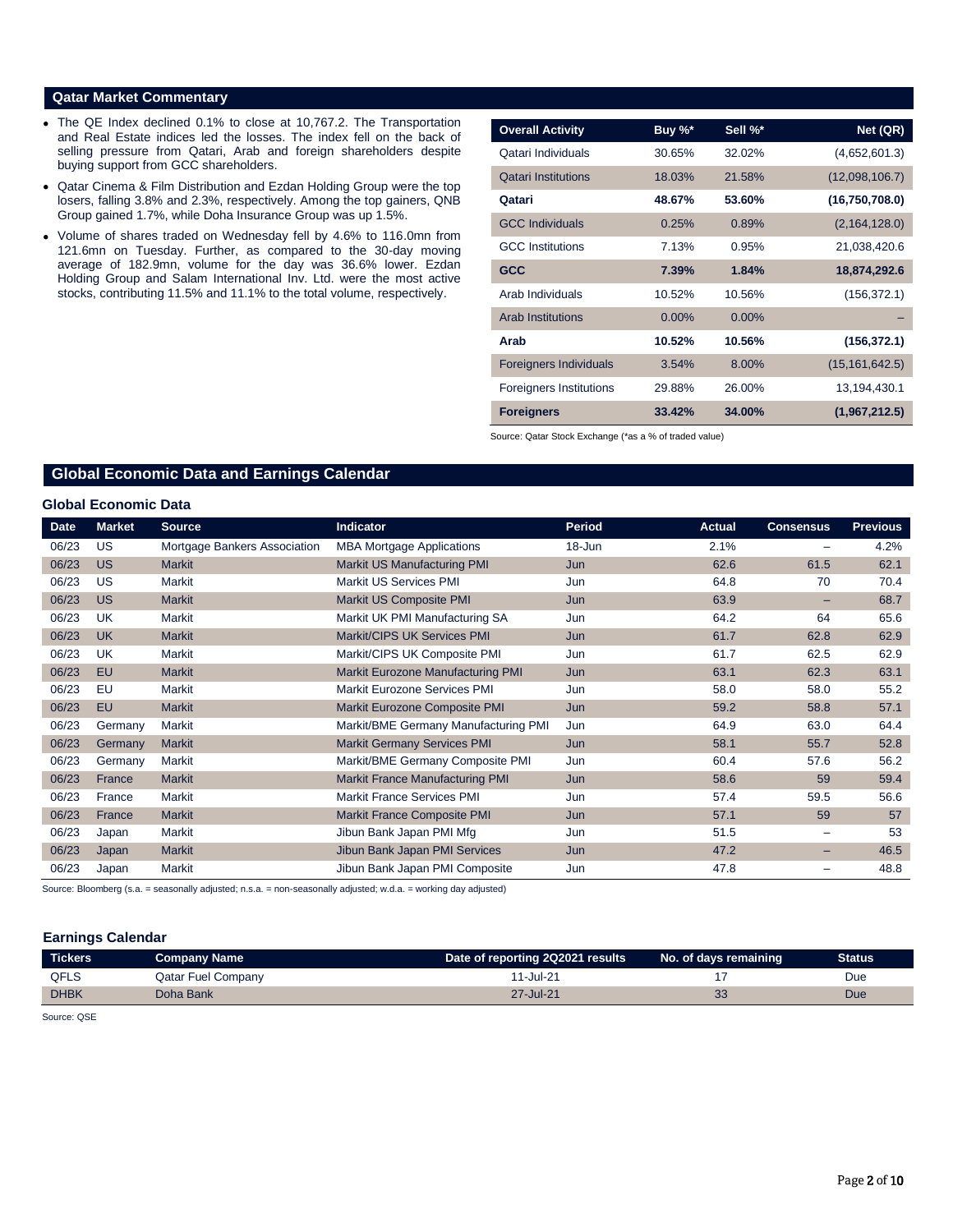## Qatar Market Commentary

- The QE Index declined 0.1% to close at 10,767.2. The Transportation and Real Estate indices led the losses. The index fell on the back of selling pressure from Qatari, Arab and foreign shareholders despite buying support from GCC shareholders.
- Qatar Cinema & Film Distribution and Ezdan Holding Group were the top losers, falling 3.8% and 2.3%, respectively. Among the top gainers, QNB Group gained 1.7%, while Doha Insurance Group was up 1.5%.
- Volume of shares traded on Wednesday fell by 4.6% to 116.0mn from 121.6mn on Tuesday. Further, as compared to the 30-day moving average of 182.9mn, volume for the day was 36.6% lower. Ezdan Holding Group and Salam International Inv. Ltd. were the most active stocks, contributing 11.5% and 11.1% to the total volume, respectively.

| Overall Activity | Buy %* | Sell %* | Net (QR) |
|---|---|---|---|
| Qatari Individuals | 30.65% | 32.02% | (4,652,601.3) |
| Qatari Institutions | 18.03% | 21.58% | (12,098,106.7) |
| **Qatari** | **48.67%** | **53.60%** | **(16,750,708.0)** |
| GCC Individuals | 0.25% | 0.89% | (2,164,128.0) |
| GCC Institutions | 7.13% | 0.95% | 21,038,420.6 |
| **GCC** | **7.39%** | **1.84%** | **18,874,292.6** |
| Arab Individuals | 10.52% | 10.56% | (156,372.1) |
| Arab Institutions | 0.00% | 0.00% | – |
| **Arab** | **10.52%** | **10.56%** | **(156,372.1)** |
| Foreigners Individuals | 3.54% | 8.00% | (15,161,642.5) |
| Foreigners Institutions | 29.88% | 26.00% | 13,194,430.1 |
| **Foreigners** | **33.42%** | **34.00%** | **(1,967,212.5)** |

Source: Qatar Stock Exchange (*as a % of traded value)

## Global Economic Data and Earnings Calendar

### Global Economic Data

| Date | Market | Source | Indicator | Period | Actual | Consensus | Previous |
|---|---|---|---|---|---|---|---|
| 06/23 | US | Mortgage Bankers Association | MBA Mortgage Applications | 18-Jun | 2.1% | – | 4.2% |
| 06/23 | US | Markit | Markit US Manufacturing PMI | Jun | 62.6 | 61.5 | 62.1 |
| 06/23 | US | Markit | Markit US Services PMI | Jun | 64.8 | 70 | 70.4 |
| 06/23 | US | Markit | Markit US Composite PMI | Jun | 63.9 | – | 68.7 |
| 06/23 | UK | Markit | Markit UK PMI Manufacturing SA | Jun | 64.2 | 64 | 65.6 |
| 06/23 | UK | Markit | Markit/CIPS UK Services PMI | Jun | 61.7 | 62.8 | 62.9 |
| 06/23 | UK | Markit | Markit/CIPS UK Composite PMI | Jun | 61.7 | 62.5 | 62.9 |
| 06/23 | EU | Markit | Markit Eurozone Manufacturing PMI | Jun | 63.1 | 62.3 | 63.1 |
| 06/23 | EU | Markit | Markit Eurozone Services PMI | Jun | 58.0 | 58.0 | 55.2 |
| 06/23 | EU | Markit | Markit Eurozone Composite PMI | Jun | 59.2 | 58.8 | 57.1 |
| 06/23 | Germany | Markit | Markit/BME Germany Manufacturing PMI | Jun | 64.9 | 63.0 | 64.4 |
| 06/23 | Germany | Markit | Markit Germany Services PMI | Jun | 58.1 | 55.7 | 52.8 |
| 06/23 | Germany | Markit | Markit/BME Germany Composite PMI | Jun | 60.4 | 57.6 | 56.2 |
| 06/23 | France | Markit | Markit France Manufacturing PMI | Jun | 58.6 | 59 | 59.4 |
| 06/23 | France | Markit | Markit France Services PMI | Jun | 57.4 | 59.5 | 56.6 |
| 06/23 | France | Markit | Markit France Composite PMI | Jun | 57.1 | 59 | 57 |
| 06/23 | Japan | Markit | Jibun Bank Japan PMI Mfg | Jun | 51.5 | – | 53 |
| 06/23 | Japan | Markit | Jibun Bank Japan PMI Services | Jun | 47.2 | – | 46.5 |
| 06/23 | Japan | Markit | Jibun Bank Japan PMI Composite | Jun | 47.8 | – | 48.8 |

Source: Bloomberg (s.a. = seasonally adjusted; n.s.a. = non-seasonally adjusted; w.d.a. = working day adjusted)

### Earnings Calendar

| Tickers | Company Name | Date of reporting 2Q2021 results | No. of days remaining | Status |
|---|---|---|---|---|
| QFLS | Qatar Fuel Company | 11-Jul-21 | 17 | Due |
| DHBK | Doha Bank | 27-Jul-21 | 33 | Due |

Source: QSE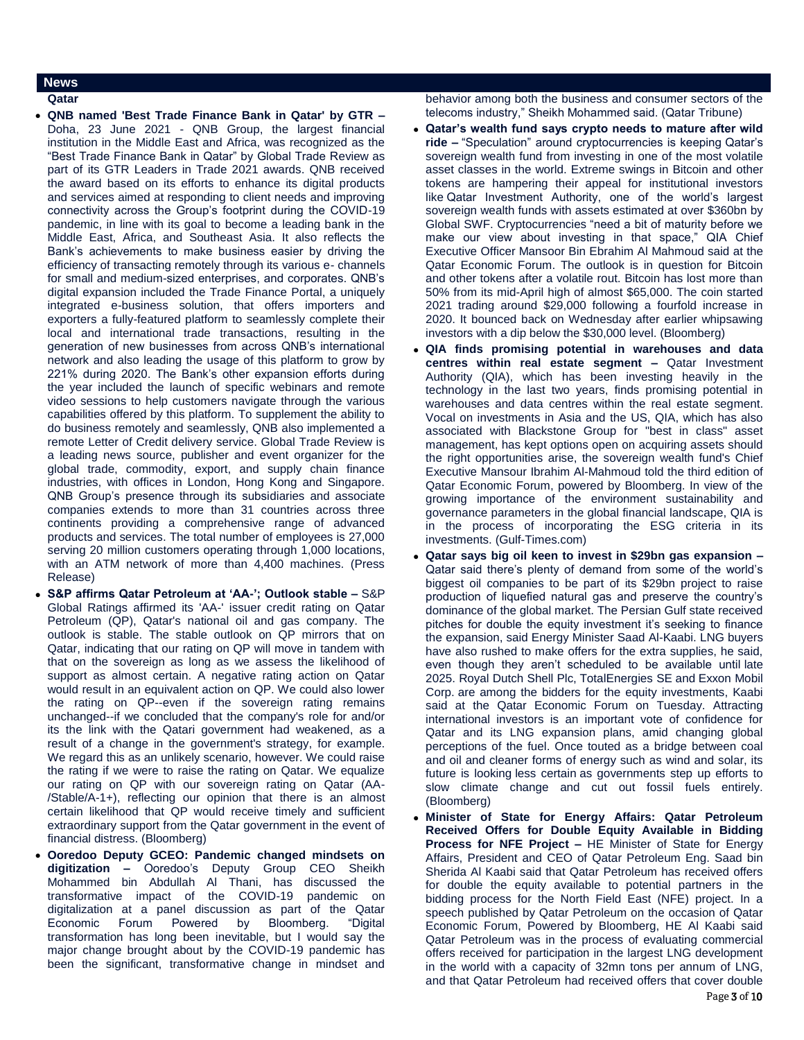## News

### Qatar

- **QNB named 'Best Trade Finance Bank in Qatar' by GTR –** Doha, 23 June 2021 - QNB Group, the largest financial institution in the Middle East and Africa, was recognized as the "Best Trade Finance Bank in Qatar" by Global Trade Review as part of its GTR Leaders in Trade 2021 awards. QNB received the award based on its efforts to enhance its digital products and services aimed at responding to client needs and improving connectivity across the Group's footprint during the COVID-19 pandemic, in line with its goal to become a leading bank in the Middle East, Africa, and Southeast Asia. It also reflects the Bank's achievements to make business easier by driving the efficiency of transacting remotely through its various e- channels for small and medium-sized enterprises, and corporates. QNB's digital expansion included the Trade Finance Portal, a uniquely integrated e-business solution, that offers importers and exporters a fully-featured platform to seamlessly complete their local and international trade transactions, resulting in the generation of new businesses from across QNB's international network and also leading the usage of this platform to grow by 221% during 2020. The Bank's other expansion efforts during the year included the launch of specific webinars and remote video sessions to help customers navigate through the various capabilities offered by this platform. To supplement the ability to do business remotely and seamlessly, QNB also implemented a remote Letter of Credit delivery service. Global Trade Review is a leading news source, publisher and event organizer for the global trade, commodity, export, and supply chain finance industries, with offices in London, Hong Kong and Singapore. QNB Group's presence through its subsidiaries and associate companies extends to more than 31 countries across three continents providing a comprehensive range of advanced products and services. The total number of employees is 27,000 serving 20 million customers operating through 1,000 locations, with an ATM network of more than 4,400 machines. (Press Release)
- **S&P affirms Qatar Petroleum at 'AA-'; Outlook stable –** S&P Global Ratings affirmed its 'AA-' issuer credit rating on Qatar Petroleum (QP), Qatar's national oil and gas company. The outlook is stable. The stable outlook on QP mirrors that on Qatar, indicating that our rating on QP will move in tandem with that on the sovereign as long as we assess the likelihood of support as almost certain. A negative rating action on Qatar would result in an equivalent action on QP. We could also lower the rating on QP--even if the sovereign rating remains unchanged--if we concluded that the company's role for and/or its the link with the Qatari government had weakened, as a result of a change in the government's strategy, for example. We regard this as an unlikely scenario, however. We could raise the rating if we were to raise the rating on Qatar. We equalize our rating on QP with our sovereign rating on Qatar (AA-/Stable/A-1+), reflecting our opinion that there is an almost certain likelihood that QP would receive timely and sufficient extraordinary support from the Qatar government in the event of financial distress. (Bloomberg)
- **Ooredoo Deputy GCEO: Pandemic changed mindsets on digitization –** Ooredoo's Deputy Group CEO Sheikh Mohammed bin Abdullah Al Thani, has discussed the transformative impact of the COVID-19 pandemic on digitalization at a panel discussion as part of the Qatar Economic Forum Powered by Bloomberg. "Digital transformation has long been inevitable, but I would say the major change brought about by the COVID-19 pandemic has been the significant, transformative change in mindset and behavior among both the business and consumer sectors of the telecoms industry," Sheikh Mohammed said. (Qatar Tribune)
- **Qatar's wealth fund says crypto needs to mature after wild ride –** "Speculation" around cryptocurrencies is keeping Qatar's sovereign wealth fund from investing in one of the most volatile asset classes in the world. Extreme swings in Bitcoin and other tokens are hampering their appeal for institutional investors like Qatar Investment Authority, one of the world's largest sovereign wealth funds with assets estimated at over $360bn by Global SWF. Cryptocurrencies "need a bit of maturity before we make our view about investing in that space," QIA Chief Executive Officer Mansoor Bin Ebrahim Al Mahmoud said at the Qatar Economic Forum. The outlook is in question for Bitcoin and other tokens after a volatile rout. Bitcoin has lost more than 50% from its mid-April high of almost $65,000. The coin started 2021 trading around $29,000 following a fourfold increase in 2020. It bounced back on Wednesday after earlier whipsawing investors with a dip below the $30,000 level. (Bloomberg)
- **QIA finds promising potential in warehouses and data centres within real estate segment –** Qatar Investment Authority (QIA), which has been investing heavily in the technology in the last two years, finds promising potential in warehouses and data centres within the real estate segment. Vocal on investments in Asia and the US, QIA, which has also associated with Blackstone Group for "best in class" asset management, has kept options open on acquiring assets should the right opportunities arise, the sovereign wealth fund's Chief Executive Mansour Ibrahim Al-Mahmoud told the third edition of Qatar Economic Forum, powered by Bloomberg. In view of the growing importance of the environment sustainability and governance parameters in the global financial landscape, QIA is in the process of incorporating the ESG criteria in its investments. (Gulf-Times.com)
- **Qatar says big oil keen to invest in $29bn gas expansion –** Qatar said there's plenty of demand from some of the world's biggest oil companies to be part of its $29bn project to raise production of liquefied natural gas and preserve the country's dominance of the global market. The Persian Gulf state received pitches for double the equity investment it's seeking to finance the expansion, said Energy Minister Saad Al-Kaabi. LNG buyers have also rushed to make offers for the extra supplies, he said, even though they aren't scheduled to be available until late 2025. Royal Dutch Shell Plc, TotalEnergies SE and Exxon Mobil Corp. are among the bidders for the equity investments, Kaabi said at the Qatar Economic Forum on Tuesday. Attracting international investors is an important vote of confidence for Qatar and its LNG expansion plans, amid changing global perceptions of the fuel. Once touted as a bridge between coal and oil and cleaner forms of energy such as wind and solar, its future is looking less certain as governments step up efforts to slow climate change and cut out fossil fuels entirely. (Bloomberg)
- **Minister of State for Energy Affairs: Qatar Petroleum Received Offers for Double Equity Available in Bidding Process for NFE Project –** HE Minister of State for Energy Affairs, President and CEO of Qatar Petroleum Eng. Saad bin Sherida Al Kaabi said that Qatar Petroleum has received offers for double the equity available to potential partners in the bidding process for the North Field East (NFE) project. In a speech published by Qatar Petroleum on the occasion of Qatar Economic Forum, Powered by Bloomberg, HE Al Kaabi said Qatar Petroleum was in the process of evaluating commercial offers received for participation in the largest LNG development in the world with a capacity of 32mn tons per annum of LNG, and that Qatar Petroleum had received offers that cover double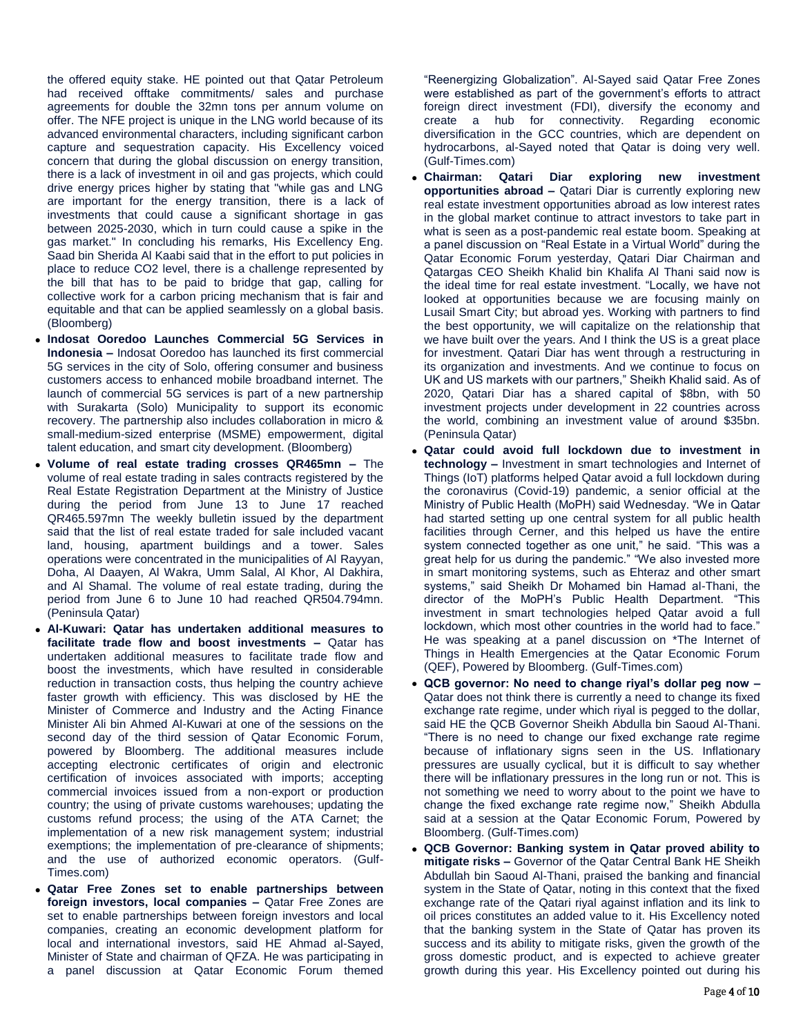the offered equity stake. HE pointed out that Qatar Petroleum had received offtake commitments/ sales and purchase agreements for double the 32mn tons per annum volume on offer. The NFE project is unique in the LNG world because of its advanced environmental characters, including significant carbon capture and sequestration capacity. His Excellency voiced concern that during the global discussion on energy transition, there is a lack of investment in oil and gas projects, which could drive energy prices higher by stating that "while gas and LNG are important for the energy transition, there is a lack of investments that could cause a significant shortage in gas between 2025-2030, which in turn could cause a spike in the gas market." In concluding his remarks, His Excellency Eng. Saad bin Sherida Al Kaabi said that in the effort to put policies in place to reduce CO2 level, there is a challenge represented by the bill that has to be paid to bridge that gap, calling for collective work for a carbon pricing mechanism that is fair and equitable and that can be applied seamlessly on a global basis. (Bloomberg)

- **Indosat Ooredoo Launches Commercial 5G Services in Indonesia –** Indosat Ooredoo has launched its first commercial 5G services in the city of Solo, offering consumer and business customers access to enhanced mobile broadband internet. The launch of commercial 5G services is part of a new partnership with Surakarta (Solo) Municipality to support its economic recovery. The partnership also includes collaboration in micro & small-medium-sized enterprise (MSME) empowerment, digital talent education, and smart city development. (Bloomberg)
- **Volume of real estate trading crosses QR465mn –** The volume of real estate trading in sales contracts registered by the Real Estate Registration Department at the Ministry of Justice during the period from June 13 to June 17 reached QR465.597mn The weekly bulletin issued by the department said that the list of real estate traded for sale included vacant land, housing, apartment buildings and a tower. Sales operations were concentrated in the municipalities of Al Rayyan, Doha, Al Daayen, Al Wakra, Umm Salal, Al Khor, Al Dakhira, and Al Shamal. The volume of real estate trading, during the period from June 6 to June 10 had reached QR504.794mn. (Peninsula Qatar)
- **Al-Kuwari: Qatar has undertaken additional measures to facilitate trade flow and boost investments –** Qatar has undertaken additional measures to facilitate trade flow and boost the investments, which have resulted in considerable reduction in transaction costs, thus helping the country achieve faster growth with efficiency. This was disclosed by HE the Minister of Commerce and Industry and the Acting Finance Minister Ali bin Ahmed Al-Kuwari at one of the sessions on the second day of the third session of Qatar Economic Forum, powered by Bloomberg. The additional measures include accepting electronic certificates of origin and electronic certification of invoices associated with imports; accepting commercial invoices issued from a non-export or production country; the using of private customs warehouses; updating the customs refund process; the using of the ATA Carnet; the implementation of a new risk management system; industrial exemptions; the implementation of pre-clearance of shipments; and the use of authorized economic operators. (Gulf-Times.com)
- **Qatar Free Zones set to enable partnerships between foreign investors, local companies –** Qatar Free Zones are set to enable partnerships between foreign investors and local companies, creating an economic development platform for local and international investors, said HE Ahmad al-Sayed, Minister of State and chairman of QFZA. He was participating in a panel discussion at Qatar Economic Forum themed "Reenergizing Globalization". Al-Sayed said Qatar Free Zones were established as part of the government's efforts to attract foreign direct investment (FDI), diversify the economy and create a hub for connectivity. Regarding economic diversification in the GCC countries, which are dependent on hydrocarbons, al-Sayed noted that Qatar is doing very well. (Gulf-Times.com)
- **Chairman: Qatari Diar exploring new investment opportunities abroad –** Qatari Diar is currently exploring new real estate investment opportunities abroad as low interest rates in the global market continue to attract investors to take part in what is seen as a post-pandemic real estate boom. Speaking at a panel discussion on "Real Estate in a Virtual World" during the Qatar Economic Forum yesterday, Qatari Diar Chairman and Qatargas CEO Sheikh Khalid bin Khalifa Al Thani said now is the ideal time for real estate investment. "Locally, we have not looked at opportunities because we are focusing mainly on Lusail Smart City; but abroad yes. Working with partners to find the best opportunity, we will capitalize on the relationship that we have built over the years. And I think the US is a great place for investment. Qatari Diar has went through a restructuring in its organization and investments. And we continue to focus on UK and US markets with our partners," Sheikh Khalid said. As of 2020, Qatari Diar has a shared capital of $8bn, with 50 investment projects under development in 22 countries across the world, combining an investment value of around $35bn. (Peninsula Qatar)
- **Qatar could avoid full lockdown due to investment in technology –** Investment in smart technologies and Internet of Things (IoT) platforms helped Qatar avoid a full lockdown during the coronavirus (Covid-19) pandemic, a senior official at the Ministry of Public Health (MoPH) said Wednesday. "We in Qatar had started setting up one central system for all public health facilities through Cerner, and this helped us have the entire system connected together as one unit," he said. "This was a great help for us during the pandemic." "We also invested more in smart monitoring systems, such as Ehteraz and other smart systems," said Sheikh Dr Mohamed bin Hamad al-Thani, the director of the MoPH's Public Health Department. "This investment in smart technologies helped Qatar avoid a full lockdown, which most other countries in the world had to face." He was speaking at a panel discussion on *The Internet of Things in Health Emergencies at the Qatar Economic Forum (QEF), Powered by Bloomberg. (Gulf-Times.com)
- **QCB governor: No need to change riyal's dollar peg now –** Qatar does not think there is currently a need to change its fixed exchange rate regime, under which riyal is pegged to the dollar, said HE the QCB Governor Sheikh Abdulla bin Saoud Al-Thani. "There is no need to change our fixed exchange rate regime because of inflationary signs seen in the US. Inflationary pressures are usually cyclical, but it is difficult to say whether there will be inflationary pressures in the long run or not. This is not something we need to worry about to the point we have to change the fixed exchange rate regime now," Sheikh Abdulla said at a session at the Qatar Economic Forum, Powered by Bloomberg. (Gulf-Times.com)
- **QCB Governor: Banking system in Qatar proved ability to mitigate risks –** Governor of the Qatar Central Bank HE Sheikh Abdullah bin Saoud Al-Thani, praised the banking and financial system in the State of Qatar, noting in this context that the fixed exchange rate of the Qatari riyal against inflation and its link to oil prices constitutes an added value to it. His Excellency noted that the banking system in the State of Qatar has proven its success and its ability to mitigate risks, given the growth of the gross domestic product, and is expected to achieve greater growth during this year. His Excellency pointed out during his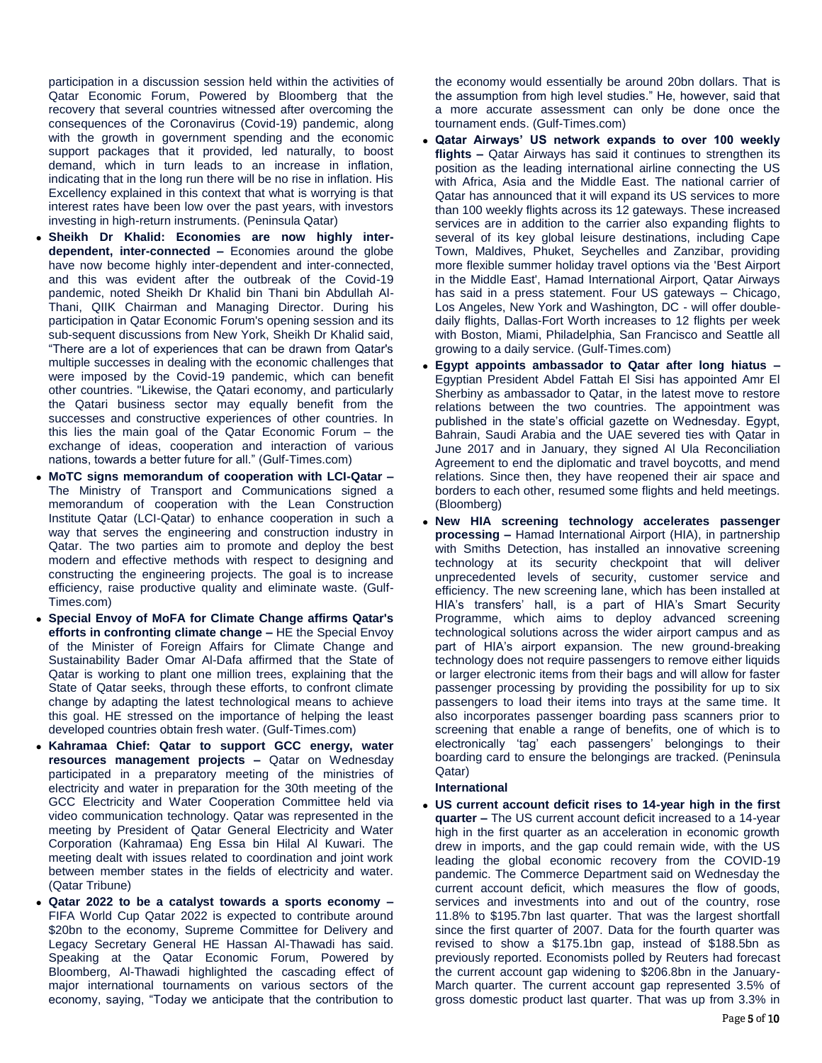participation in a discussion session held within the activities of Qatar Economic Forum, Powered by Bloomberg that the recovery that several countries witnessed after overcoming the consequences of the Coronavirus (Covid-19) pandemic, along with the growth in government spending and the economic support packages that it provided, led naturally, to boost demand, which in turn leads to an increase in inflation, indicating that in the long run there will be no rise in inflation. His Excellency explained in this context that what is worrying is that interest rates have been low over the past years, with investors investing in high-return instruments. (Peninsula Qatar)

- **Sheikh Dr Khalid: Economies are now highly inter-dependent, inter-connected –** Economies around the globe have now become highly inter-dependent and inter-connected, and this was evident after the outbreak of the Covid-19 pandemic, noted Sheikh Dr Khalid bin Thani bin Abdullah Al-Thani, QIIK Chairman and Managing Director. During his participation in Qatar Economic Forum's opening session and its sub-sequent discussions from New York, Sheikh Dr Khalid said, "There are a lot of experiences that can be drawn from Qatar's multiple successes in dealing with the economic challenges that were imposed by the Covid-19 pandemic, which can benefit other countries. "Likewise, the Qatari economy, and particularly the Qatari business sector may equally benefit from the successes and constructive experiences of other countries. In this lies the main goal of the Qatar Economic Forum – the exchange of ideas, cooperation and interaction of various nations, towards a better future for all." (Gulf-Times.com)
- **MoTC signs memorandum of cooperation with LCI-Qatar –** The Ministry of Transport and Communications signed a memorandum of cooperation with the Lean Construction Institute Qatar (LCI-Qatar) to enhance cooperation in such a way that serves the engineering and construction industry in Qatar. The two parties aim to promote and deploy the best modern and effective methods with respect to designing and constructing the engineering projects. The goal is to increase efficiency, raise productive quality and eliminate waste. (Gulf-Times.com)
- **Special Envoy of MoFA for Climate Change affirms Qatar's efforts in confronting climate change –** HE the Special Envoy of the Minister of Foreign Affairs for Climate Change and Sustainability Bader Omar Al-Dafa affirmed that the State of Qatar is working to plant one million trees, explaining that the State of Qatar seeks, through these efforts, to confront climate change by adapting the latest technological means to achieve this goal. HE stressed on the importance of helping the least developed countries obtain fresh water. (Gulf-Times.com)
- **Kahramaa Chief: Qatar to support GCC energy, water resources management projects –** Qatar on Wednesday participated in a preparatory meeting of the ministries of electricity and water in preparation for the 30th meeting of the GCC Electricity and Water Cooperation Committee held via video communication technology. Qatar was represented in the meeting by President of Qatar General Electricity and Water Corporation (Kahramaa) Eng Essa bin Hilal Al Kuwari. The meeting dealt with issues related to coordination and joint work between member states in the fields of electricity and water. (Qatar Tribune)
- **Qatar 2022 to be a catalyst towards a sports economy –** FIFA World Cup Qatar 2022 is expected to contribute around $20bn to the economy, Supreme Committee for Delivery and Legacy Secretary General HE Hassan Al-Thawadi has said. Speaking at the Qatar Economic Forum, Powered by Bloomberg, Al-Thawadi highlighted the cascading effect of major international tournaments on various sectors of the economy, saying, "Today we anticipate that the contribution to the economy would essentially be around 20bn dollars. That is the assumption from high level studies." He, however, said that a more accurate assessment can only be done once the tournament ends. (Gulf-Times.com)
- **Qatar Airways' US network expands to over 100 weekly flights –** Qatar Airways has said it continues to strengthen its position as the leading international airline connecting the US with Africa, Asia and the Middle East. The national carrier of Qatar has announced that it will expand its US services to more than 100 weekly flights across its 12 gateways. These increased services are in addition to the carrier also expanding flights to several of its key global leisure destinations, including Cape Town, Maldives, Phuket, Seychelles and Zanzibar, providing more flexible summer holiday travel options via the 'Best Airport in the Middle East', Hamad International Airport, Qatar Airways has said in a press statement. Four US gateways – Chicago, Los Angeles, New York and Washington, DC - will offer double-daily flights, Dallas-Fort Worth increases to 12 flights per week with Boston, Miami, Philadelphia, San Francisco and Seattle all growing to a daily service. (Gulf-Times.com)
- **Egypt appoints ambassador to Qatar after long hiatus –** Egyptian President Abdel Fattah El Sisi has appointed Amr El Sherbiny as ambassador to Qatar, in the latest move to restore relations between the two countries. The appointment was published in the state's official gazette on Wednesday. Egypt, Bahrain, Saudi Arabia and the UAE severed ties with Qatar in June 2017 and in January, they signed Al Ula Reconciliation Agreement to end the diplomatic and travel boycotts, and mend relations. Since then, they have reopened their air space and borders to each other, resumed some flights and held meetings. (Bloomberg)
- **New HIA screening technology accelerates passenger processing –** Hamad International Airport (HIA), in partnership with Smiths Detection, has installed an innovative screening technology at its security checkpoint that will deliver unprecedented levels of security, customer service and efficiency. The new screening lane, which has been installed at HIA's transfers' hall, is a part of HIA's Smart Security Programme, which aims to deploy advanced screening technological solutions across the wider airport campus and as part of HIA's airport expansion. The new ground-breaking technology does not require passengers to remove either liquids or larger electronic items from their bags and will allow for faster passenger processing by providing the possibility for up to six passengers to load their items into trays at the same time. It also incorporates passenger boarding pass scanners prior to screening that enable a range of benefits, one of which is to electronically 'tag' each passengers' belongings to their boarding card to ensure the belongings are tracked. (Peninsula Qatar)

**International**

- **US current account deficit rises to 14-year high in the first quarter –** The US current account deficit increased to a 14-year high in the first quarter as an acceleration in economic growth drew in imports, and the gap could remain wide, with the US leading the global economic recovery from the COVID-19 pandemic. The Commerce Department said on Wednesday the current account deficit, which measures the flow of goods, services and investments into and out of the country, rose 11.8% to $195.7bn last quarter. That was the largest shortfall since the first quarter of 2007. Data for the fourth quarter was revised to show a $175.1bn gap, instead of $188.5bn as previously reported. Economists polled by Reuters had forecast the current account gap widening to $206.8bn in the January-March quarter. The current account gap represented 3.5% of gross domestic product last quarter. That was up from 3.3% in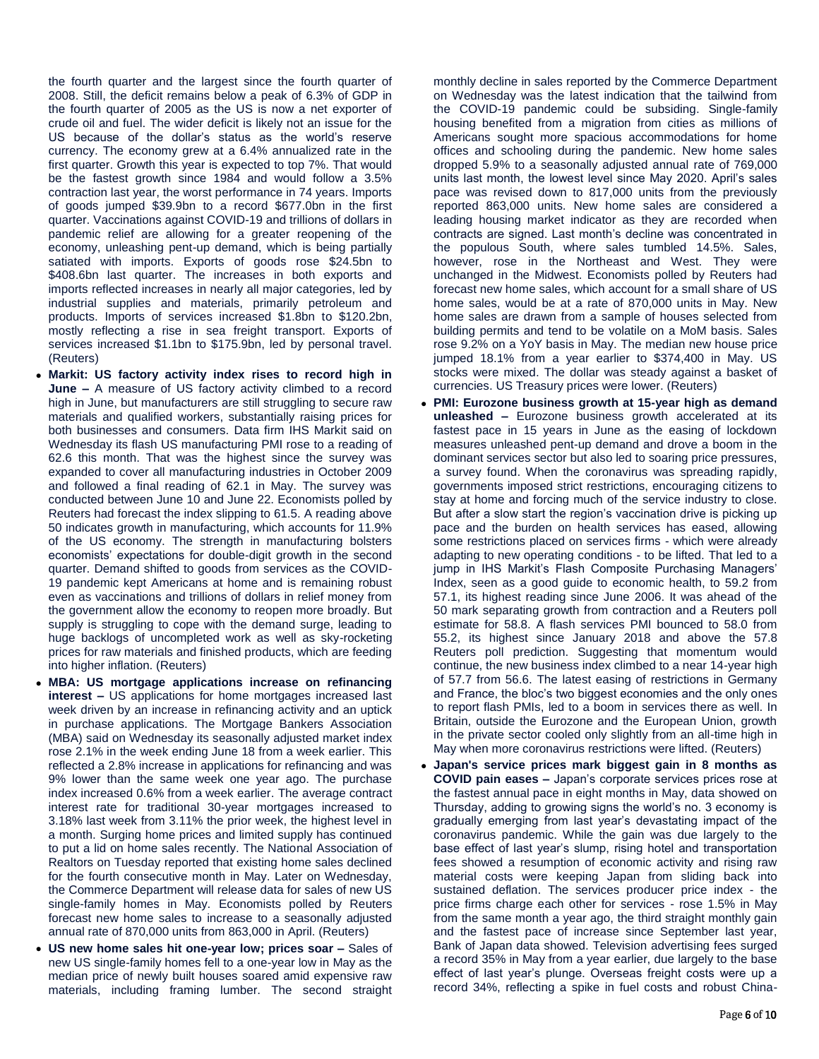the fourth quarter and the largest since the fourth quarter of 2008. Still, the deficit remains below a peak of 6.3% of GDP in the fourth quarter of 2005 as the US is now a net exporter of crude oil and fuel. The wider deficit is likely not an issue for the US because of the dollar's status as the world's reserve currency. The economy grew at a 6.4% annualized rate in the first quarter. Growth this year is expected to top 7%. That would be the fastest growth since 1984 and would follow a 3.5% contraction last year, the worst performance in 74 years. Imports of goods jumped \$39.9bn to a record \$677.0bn in the first quarter. Vaccinations against COVID-19 and trillions of dollars in pandemic relief are allowing for a greater reopening of the economy, unleashing pent-up demand, which is being partially satiated with imports. Exports of goods rose \$24.5bn to \$408.6bn last quarter. The increases in both exports and imports reflected increases in nearly all major categories, led by industrial supplies and materials, primarily petroleum and products. Imports of services increased \$1.8bn to \$120.2bn, mostly reflecting a rise in sea freight transport. Exports of services increased \$1.1bn to \$175.9bn, led by personal travel. (Reuters)

- **Markit: US factory activity index rises to record high in June –** A measure of US factory activity climbed to a record high in June, but manufacturers are still struggling to secure raw materials and qualified workers, substantially raising prices for both businesses and consumers. Data firm IHS Markit said on Wednesday its flash US manufacturing PMI rose to a reading of 62.6 this month. That was the highest since the survey was expanded to cover all manufacturing industries in October 2009 and followed a final reading of 62.1 in May. The survey was conducted between June 10 and June 22. Economists polled by Reuters had forecast the index slipping to 61.5. A reading above 50 indicates growth in manufacturing, which accounts for 11.9% of the US economy. The strength in manufacturing bolsters economists' expectations for double-digit growth in the second quarter. Demand shifted to goods from services as the COVID-19 pandemic kept Americans at home and is remaining robust even as vaccinations and trillions of dollars in relief money from the government allow the economy to reopen more broadly. But supply is struggling to cope with the demand surge, leading to huge backlogs of uncompleted work as well as sky-rocketing prices for raw materials and finished products, which are feeding into higher inflation. (Reuters)
- **MBA: US mortgage applications increase on refinancing interest –** US applications for home mortgages increased last week driven by an increase in refinancing activity and an uptick in purchase applications. The Mortgage Bankers Association (MBA) said on Wednesday its seasonally adjusted market index rose 2.1% in the week ending June 18 from a week earlier. This reflected a 2.8% increase in applications for refinancing and was 9% lower than the same week one year ago. The purchase index increased 0.6% from a week earlier. The average contract interest rate for traditional 30-year mortgages increased to 3.18% last week from 3.11% the prior week, the highest level in a month. Surging home prices and limited supply has continued to put a lid on home sales recently. The National Association of Realtors on Tuesday reported that existing home sales declined for the fourth consecutive month in May. Later on Wednesday, the Commerce Department will release data for sales of new US single-family homes in May. Economists polled by Reuters forecast new home sales to increase to a seasonally adjusted annual rate of 870,000 units from 863,000 in April. (Reuters)
- **US new home sales hit one-year low; prices soar –** Sales of new US single-family homes fell to a one-year low in May as the median price of newly built houses soared amid expensive raw materials, including framing lumber. The second straight monthly decline in sales reported by the Commerce Department on Wednesday was the latest indication that the tailwind from the COVID-19 pandemic could be subsiding. Single-family housing benefited from a migration from cities as millions of Americans sought more spacious accommodations for home offices and schooling during the pandemic. New home sales dropped 5.9% to a seasonally adjusted annual rate of 769,000 units last month, the lowest level since May 2020. April's sales pace was revised down to 817,000 units from the previously reported 863,000 units. New home sales are considered a leading housing market indicator as they are recorded when contracts are signed. Last month's decline was concentrated in the populous South, where sales tumbled 14.5%. Sales, however, rose in the Northeast and West. They were unchanged in the Midwest. Economists polled by Reuters had forecast new home sales, which account for a small share of US home sales, would be at a rate of 870,000 units in May. New home sales are drawn from a sample of houses selected from building permits and tend to be volatile on a MoM basis. Sales rose 9.2% on a YoY basis in May. The median new house price jumped 18.1% from a year earlier to \$374,400 in May. US stocks were mixed. The dollar was steady against a basket of currencies. US Treasury prices were lower. (Reuters)
- **PMI: Eurozone business growth at 15-year high as demand unleashed –** Eurozone business growth accelerated at its fastest pace in 15 years in June as the easing of lockdown measures unleashed pent-up demand and drove a boom in the dominant services sector but also led to soaring price pressures, a survey found. When the coronavirus was spreading rapidly, governments imposed strict restrictions, encouraging citizens to stay at home and forcing much of the service industry to close. But after a slow start the region's vaccination drive is picking up pace and the burden on health services has eased, allowing some restrictions placed on services firms - which were already adapting to new operating conditions - to be lifted. That led to a jump in IHS Markit's Flash Composite Purchasing Managers' Index, seen as a good guide to economic health, to 59.2 from 57.1, its highest reading since June 2006. It was ahead of the 50 mark separating growth from contraction and a Reuters poll estimate for 58.8. A flash services PMI bounced to 58.0 from 55.2, its highest since January 2018 and above the 57.8 Reuters poll prediction. Suggesting that momentum would continue, the new business index climbed to a near 14-year high of 57.7 from 56.6. The latest easing of restrictions in Germany and France, the bloc's two biggest economies and the only ones to report flash PMIs, led to a boom in services there as well. In Britain, outside the Eurozone and the European Union, growth in the private sector cooled only slightly from an all-time high in May when more coronavirus restrictions were lifted. (Reuters)
- **Japan's service prices mark biggest gain in 8 months as COVID pain eases –** Japan's corporate services prices rose at the fastest annual pace in eight months in May, data showed on Thursday, adding to growing signs the world's no. 3 economy is gradually emerging from last year's devastating impact of the coronavirus pandemic. While the gain was due largely to the base effect of last year's slump, rising hotel and transportation fees showed a resumption of economic activity and rising raw material costs were keeping Japan from sliding back into sustained deflation. The services producer price index - the price firms charge each other for services - rose 1.5% in May from the same month a year ago, the third straight monthly gain and the fastest pace of increase since September last year, Bank of Japan data showed. Television advertising fees surged a record 35% in May from a year earlier, due largely to the base effect of last year's plunge. Overseas freight costs were up a record 34%, reflecting a spike in fuel costs and robust China-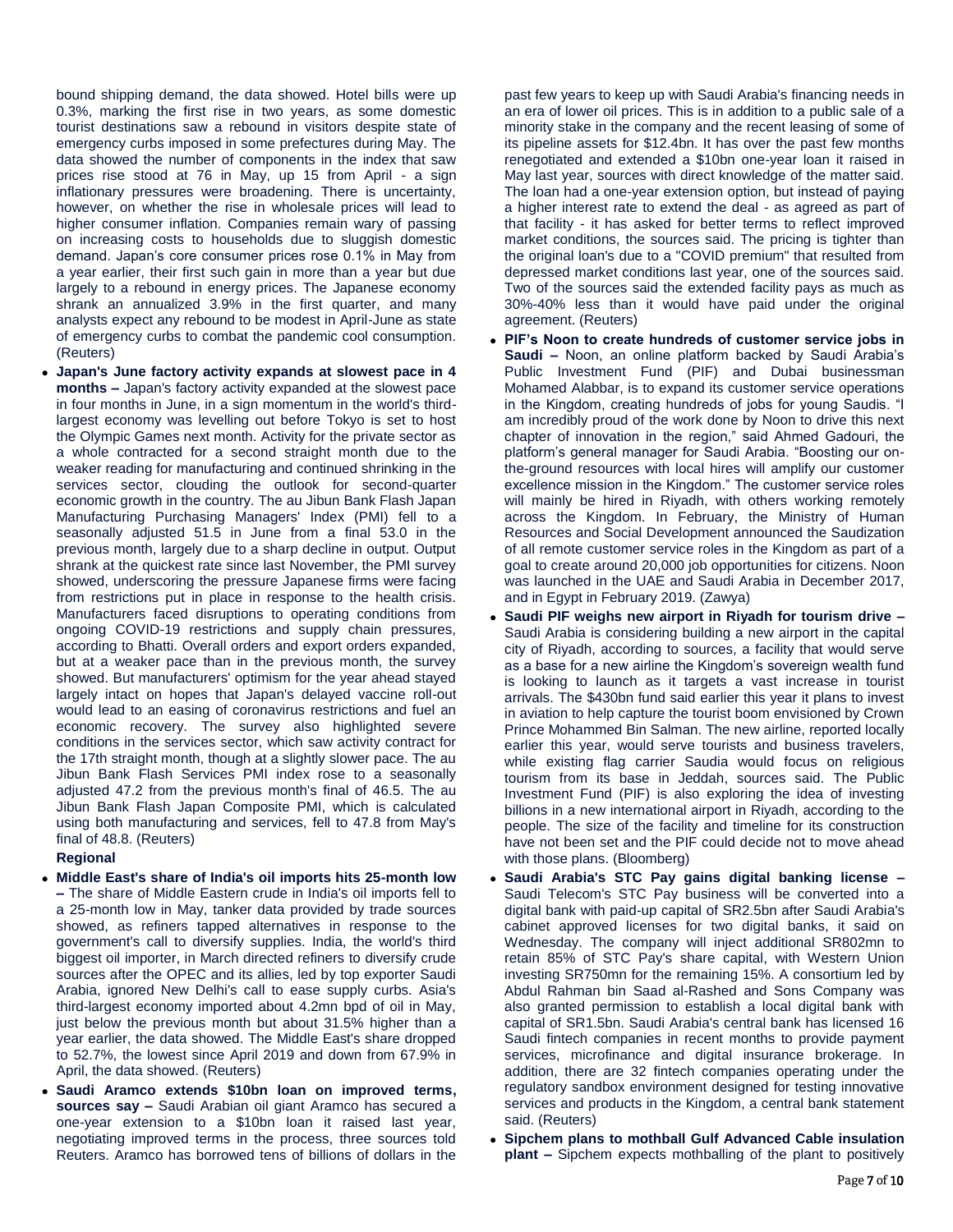bound shipping demand, the data showed. Hotel bills were up 0.3%, marking the first rise in two years, as some domestic tourist destinations saw a rebound in visitors despite state of emergency curbs imposed in some prefectures during May. The data showed the number of components in the index that saw prices rise stood at 76 in May, up 15 from April - a sign inflationary pressures were broadening. There is uncertainty, however, on whether the rise in wholesale prices will lead to higher consumer inflation. Companies remain wary of passing on increasing costs to households due to sluggish domestic demand. Japan's core consumer prices rose 0.1% in May from a year earlier, their first such gain in more than a year but due largely to a rebound in energy prices. The Japanese economy shrank an annualized 3.9% in the first quarter, and many analysts expect any rebound to be modest in April-June as state of emergency curbs to combat the pandemic cool consumption. (Reuters)

- **Japan's June factory activity expands at slowest pace in 4 months –** Japan's factory activity expanded at the slowest pace in four months in June, in a sign momentum in the world's third-largest economy was levelling out before Tokyo is set to host the Olympic Games next month. Activity for the private sector as a whole contracted for a second straight month due to the weaker reading for manufacturing and continued shrinking in the services sector, clouding the outlook for second-quarter economic growth in the country. The au Jibun Bank Flash Japan Manufacturing Purchasing Managers' Index (PMI) fell to a seasonally adjusted 51.5 in June from a final 53.0 in the previous month, largely due to a sharp decline in output. Output shrank at the quickest rate since last November, the PMI survey showed, underscoring the pressure Japanese firms were facing from restrictions put in place in response to the health crisis. Manufacturers faced disruptions to operating conditions from ongoing COVID-19 restrictions and supply chain pressures, according to Bhatti. Overall orders and export orders expanded, but at a weaker pace than in the previous month, the survey showed. But manufacturers' optimism for the year ahead stayed largely intact on hopes that Japan's delayed vaccine roll-out would lead to an easing of coronavirus restrictions and fuel an economic recovery. The survey also highlighted severe conditions in the services sector, which saw activity contract for the 17th straight month, though at a slightly slower pace. The au Jibun Bank Flash Services PMI index rose to a seasonally adjusted 47.2 from the previous month's final of 46.5. The au Jibun Bank Flash Japan Composite PMI, which is calculated using both manufacturing and services, fell to 47.8 from May's final of 48.8. (Reuters)

**Regional**

- **Middle East's share of India's oil imports hits 25-month low –** The share of Middle Eastern crude in India's oil imports fell to a 25-month low in May, tanker data provided by trade sources showed, as refiners tapped alternatives in response to the government's call to diversify supplies. India, the world's third biggest oil importer, in March directed refiners to diversify crude sources after the OPEC and its allies, led by top exporter Saudi Arabia, ignored New Delhi's call to ease supply curbs. Asia's third-largest economy imported about 4.2mn bpd of oil in May, just below the previous month but about 31.5% higher than a year earlier, the data showed. The Middle East's share dropped to 52.7%, the lowest since April 2019 and down from 67.9% in April, the data showed. (Reuters)
- **Saudi Aramco extends $10bn loan on improved terms, sources say –** Saudi Arabian oil giant Aramco has secured a one-year extension to a $10bn loan it raised last year, negotiating improved terms in the process, three sources told Reuters. Aramco has borrowed tens of billions of dollars in the past few years to keep up with Saudi Arabia's financing needs in an era of lower oil prices. This is in addition to a public sale of a minority stake in the company and the recent leasing of some of its pipeline assets for $12.4bn. It has over the past few months renegotiated and extended a $10bn one-year loan it raised in May last year, sources with direct knowledge of the matter said. The loan had a one-year extension option, but instead of paying a higher interest rate to extend the deal - as agreed as part of that facility - it has asked for better terms to reflect improved market conditions, the sources said. The pricing is tighter than the original loan's due to a "COVID premium" that resulted from depressed market conditions last year, one of the sources said. Two of the sources said the extended facility pays as much as 30%-40% less than it would have paid under the original agreement. (Reuters)
- **PIF's Noon to create hundreds of customer service jobs in Saudi –** Noon, an online platform backed by Saudi Arabia's Public Investment Fund (PIF) and Dubai businessman Mohamed Alabbar, is to expand its customer service operations in the Kingdom, creating hundreds of jobs for young Saudis. "I am incredibly proud of the work done by Noon to drive this next chapter of innovation in the region," said Ahmed Gadouri, the platform's general manager for Saudi Arabia. "Boosting our on-the-ground resources with local hires will amplify our customer excellence mission in the Kingdom." The customer service roles will mainly be hired in Riyadh, with others working remotely across the Kingdom. In February, the Ministry of Human Resources and Social Development announced the Saudization of all remote customer service roles in the Kingdom as part of a goal to create around 20,000 job opportunities for citizens. Noon was launched in the UAE and Saudi Arabia in December 2017, and in Egypt in February 2019. (Zawya)
- **Saudi PIF weighs new airport in Riyadh for tourism drive –** Saudi Arabia is considering building a new airport in the capital city of Riyadh, according to sources, a facility that would serve as a base for a new airline the Kingdom's sovereign wealth fund is looking to launch as it targets a vast increase in tourist arrivals. The $430bn fund said earlier this year it plans to invest in aviation to help capture the tourist boom envisioned by Crown Prince Mohammed Bin Salman. The new airline, reported locally earlier this year, would serve tourists and business travelers, while existing flag carrier Saudia would focus on religious tourism from its base in Jeddah, sources said. The Public Investment Fund (PIF) is also exploring the idea of investing billions in a new international airport in Riyadh, according to the people. The size of the facility and timeline for its construction have not been set and the PIF could decide not to move ahead with those plans. (Bloomberg)
- **Saudi Arabia's STC Pay gains digital banking license –** Saudi Telecom's STC Pay business will be converted into a digital bank with paid-up capital of SR2.5bn after Saudi Arabia's cabinet approved licenses for two digital banks, it said on Wednesday. The company will inject additional SR802mn to retain 85% of STC Pay's share capital, with Western Union investing SR750mn for the remaining 15%. A consortium led by Abdul Rahman bin Saad al-Rashed and Sons Company was also granted permission to establish a local digital bank with capital of SR1.5bn. Saudi Arabia's central bank has licensed 16 Saudi fintech companies in recent months to provide payment services, microfinance and digital insurance brokerage. In addition, there are 32 fintech companies operating under the regulatory sandbox environment designed for testing innovative services and products in the Kingdom, a central bank statement said. (Reuters)
- **Sipchem plans to mothball Gulf Advanced Cable insulation plant –** Sipchem expects mothballing of the plant to positively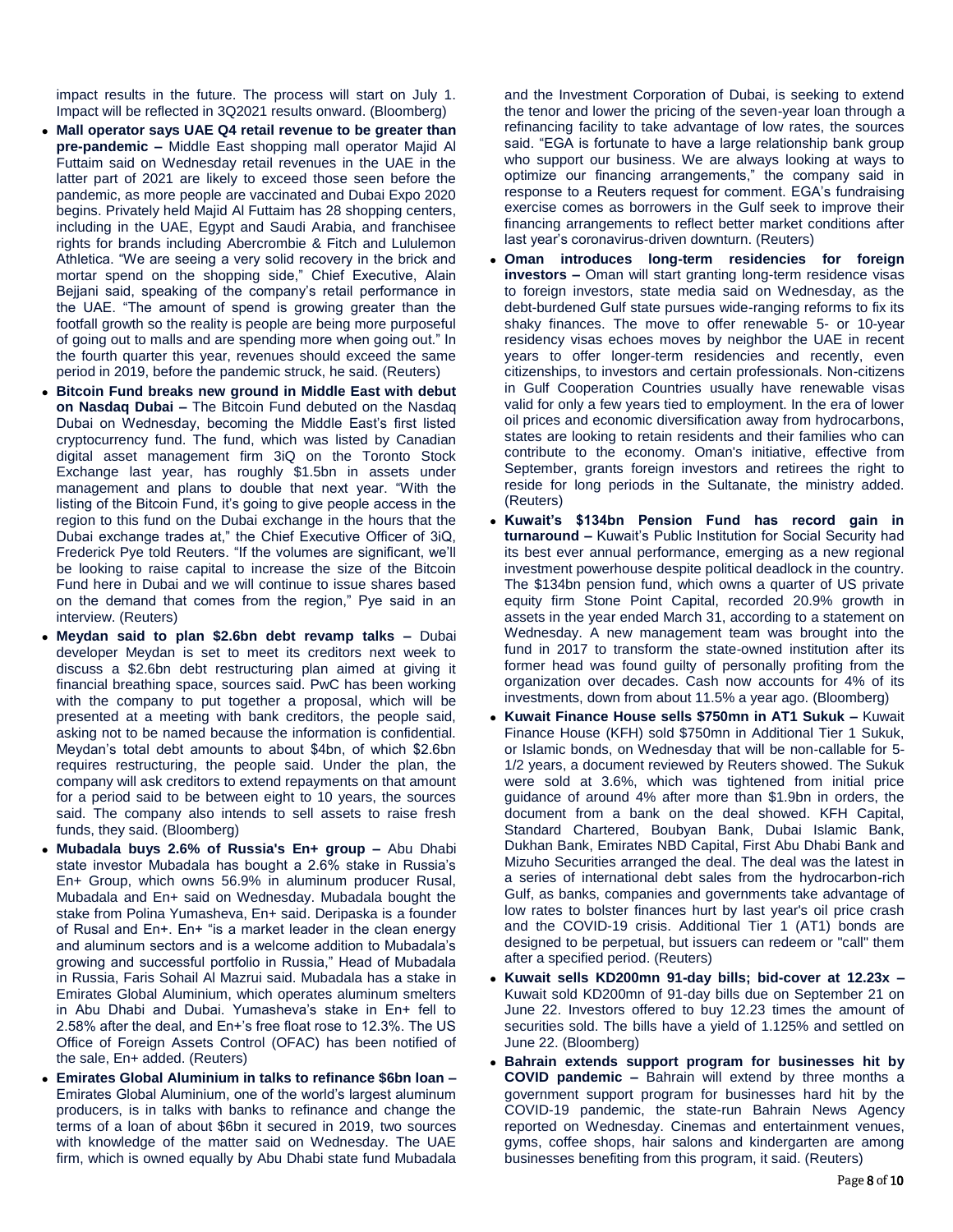impact results in the future. The process will start on July 1. Impact will be reflected in 3Q2021 results onward. (Bloomberg)

- **Mall operator says UAE Q4 retail revenue to be greater than pre-pandemic –** Middle East shopping mall operator Majid Al Futtaim said on Wednesday retail revenues in the UAE in the latter part of 2021 are likely to exceed those seen before the pandemic, as more people are vaccinated and Dubai Expo 2020 begins. Privately held Majid Al Futtaim has 28 shopping centers, including in the UAE, Egypt and Saudi Arabia, and franchisee rights for brands including Abercrombie & Fitch and Lululemon Athletica. "We are seeing a very solid recovery in the brick and mortar spend on the shopping side," Chief Executive, Alain Bejjani said, speaking of the company's retail performance in the UAE. "The amount of spend is growing greater than the footfall growth so the reality is people are being more purposeful of going out to malls and are spending more when going out." In the fourth quarter this year, revenues should exceed the same period in 2019, before the pandemic struck, he said. (Reuters)
- **Bitcoin Fund breaks new ground in Middle East with debut on Nasdaq Dubai –** The Bitcoin Fund debuted on the Nasdaq Dubai on Wednesday, becoming the Middle East's first listed cryptocurrency fund. The fund, which was listed by Canadian digital asset management firm 3iQ on the Toronto Stock Exchange last year, has roughly \$1.5bn in assets under management and plans to double that next year. "With the listing of the Bitcoin Fund, it's going to give people access in the region to this fund on the Dubai exchange in the hours that the Dubai exchange trades at," the Chief Executive Officer of 3iQ, Frederick Pye told Reuters. "If the volumes are significant, we'll be looking to raise capital to increase the size of the Bitcoin Fund here in Dubai and we will continue to issue shares based on the demand that comes from the region," Pye said in an interview. (Reuters)
- **Meydan said to plan \$2.6bn debt revamp talks –** Dubai developer Meydan is set to meet its creditors next week to discuss a \$2.6bn debt restructuring plan aimed at giving it financial breathing space, sources said. PwC has been working with the company to put together a proposal, which will be presented at a meeting with bank creditors, the people said, asking not to be named because the information is confidential. Meydan's total debt amounts to about \$4bn, of which \$2.6bn requires restructuring, the people said. Under the plan, the company will ask creditors to extend repayments on that amount for a period said to be between eight to 10 years, the sources said. The company also intends to sell assets to raise fresh funds, they said. (Bloomberg)
- **Mubadala buys 2.6% of Russia's En+ group –** Abu Dhabi state investor Mubadala has bought a 2.6% stake in Russia's En+ Group, which owns 56.9% in aluminum producer Rusal, Mubadala and En+ said on Wednesday. Mubadala bought the stake from Polina Yumasheva, En+ said. Deripaska is a founder of Rusal and En+. En+ "is a market leader in the clean energy and aluminum sectors and is a welcome addition to Mubadala's growing and successful portfolio in Russia," Head of Mubadala in Russia, Faris Sohail Al Mazrui said. Mubadala has a stake in Emirates Global Aluminium, which operates aluminum smelters in Abu Dhabi and Dubai. Yumasheva's stake in En+ fell to 2.58% after the deal, and En+'s free float rose to 12.3%. The US Office of Foreign Assets Control (OFAC) has been notified of the sale, En+ added. (Reuters)
- **Emirates Global Aluminium in talks to refinance \$6bn loan –** Emirates Global Aluminium, one of the world's largest aluminum producers, is in talks with banks to refinance and change the terms of a loan of about \$6bn it secured in 2019, two sources with knowledge of the matter said on Wednesday. The UAE firm, which is owned equally by Abu Dhabi state fund Mubadala and the Investment Corporation of Dubai, is seeking to extend the tenor and lower the pricing of the seven-year loan through a refinancing facility to take advantage of low rates, the sources said. "EGA is fortunate to have a large relationship bank group who support our business. We are always looking at ways to optimize our financing arrangements," the company said in response to a Reuters request for comment. EGA's fundraising exercise comes as borrowers in the Gulf seek to improve their financing arrangements to reflect better market conditions after last year's coronavirus-driven downturn. (Reuters)
- **Oman introduces long-term residencies for foreign investors –** Oman will start granting long-term residence visas to foreign investors, state media said on Wednesday, as the debt-burdened Gulf state pursues wide-ranging reforms to fix its shaky finances. The move to offer renewable 5- or 10-year residency visas echoes moves by neighbor the UAE in recent years to offer longer-term residencies and recently, even citizenships, to investors and certain professionals. Non-citizens in Gulf Cooperation Countries usually have renewable visas valid for only a few years tied to employment. In the era of lower oil prices and economic diversification away from hydrocarbons, states are looking to retain residents and their families who can contribute to the economy. Oman's initiative, effective from September, grants foreign investors and retirees the right to reside for long periods in the Sultanate, the ministry added. (Reuters)
- **Kuwait's \$134bn Pension Fund has record gain in turnaround –** Kuwait's Public Institution for Social Security had its best ever annual performance, emerging as a new regional investment powerhouse despite political deadlock in the country. The \$134bn pension fund, which owns a quarter of US private equity firm Stone Point Capital, recorded 20.9% growth in assets in the year ended March 31, according to a statement on Wednesday. A new management team was brought into the fund in 2017 to transform the state-owned institution after its former head was found guilty of personally profiting from the organization over decades. Cash now accounts for 4% of its investments, down from about 11.5% a year ago. (Bloomberg)
- **Kuwait Finance House sells \$750mn in AT1 Sukuk –** Kuwait Finance House (KFH) sold \$750mn in Additional Tier 1 Sukuk, or Islamic bonds, on Wednesday that will be non-callable for 5-1/2 years, a document reviewed by Reuters showed. The Sukuk were sold at 3.6%, which was tightened from initial price guidance of around 4% after more than \$1.9bn in orders, the document from a bank on the deal showed. KFH Capital, Standard Chartered, Boubyan Bank, Dubai Islamic Bank, Dukhan Bank, Emirates NBD Capital, First Abu Dhabi Bank and Mizuho Securities arranged the deal. The deal was the latest in a series of international debt sales from the hydrocarbon-rich Gulf, as banks, companies and governments take advantage of low rates to bolster finances hurt by last year's oil price crash and the COVID-19 crisis. Additional Tier 1 (AT1) bonds are designed to be perpetual, but issuers can redeem or "call" them after a specified period. (Reuters)
- **Kuwait sells KD200mn 91-day bills; bid-cover at 12.23x –** Kuwait sold KD200mn of 91-day bills due on September 21 on June 22. Investors offered to buy 12.23 times the amount of securities sold. The bills have a yield of 1.125% and settled on June 22. (Bloomberg)
- **Bahrain extends support program for businesses hit by COVID pandemic –** Bahrain will extend by three months a government support program for businesses hard hit by the COVID-19 pandemic, the state-run Bahrain News Agency reported on Wednesday. Cinemas and entertainment venues, gyms, coffee shops, hair salons and kindergarten are among businesses benefiting from this program, it said. (Reuters)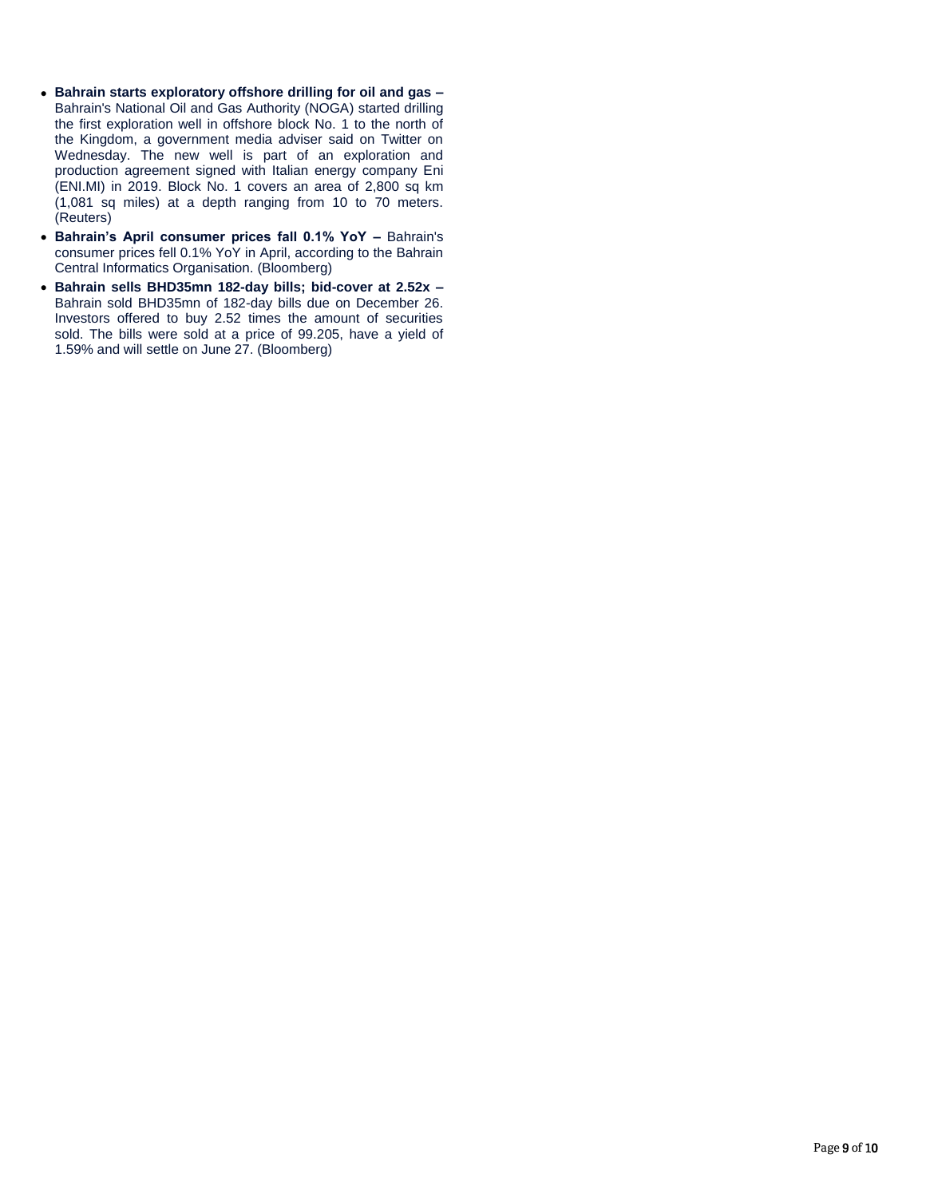- **Bahrain starts exploratory offshore drilling for oil and gas –** Bahrain's National Oil and Gas Authority (NOGA) started drilling the first exploration well in offshore block No. 1 to the north of the Kingdom, a government media adviser said on Twitter on Wednesday. The new well is part of an exploration and production agreement signed with Italian energy company Eni (ENI.MI) in 2019. Block No. 1 covers an area of 2,800 sq km (1,081 sq miles) at a depth ranging from 10 to 70 meters. (Reuters)
- **Bahrain's April consumer prices fall 0.1% YoY –** Bahrain's consumer prices fell 0.1% YoY in April, according to the Bahrain Central Informatics Organisation. (Bloomberg)
- **Bahrain sells BHD35mn 182-day bills; bid-cover at 2.52x –** Bahrain sold BHD35mn of 182-day bills due on December 26. Investors offered to buy 2.52 times the amount of securities sold. The bills were sold at a price of 99.205, have a yield of 1.59% and will settle on June 27. (Bloomberg)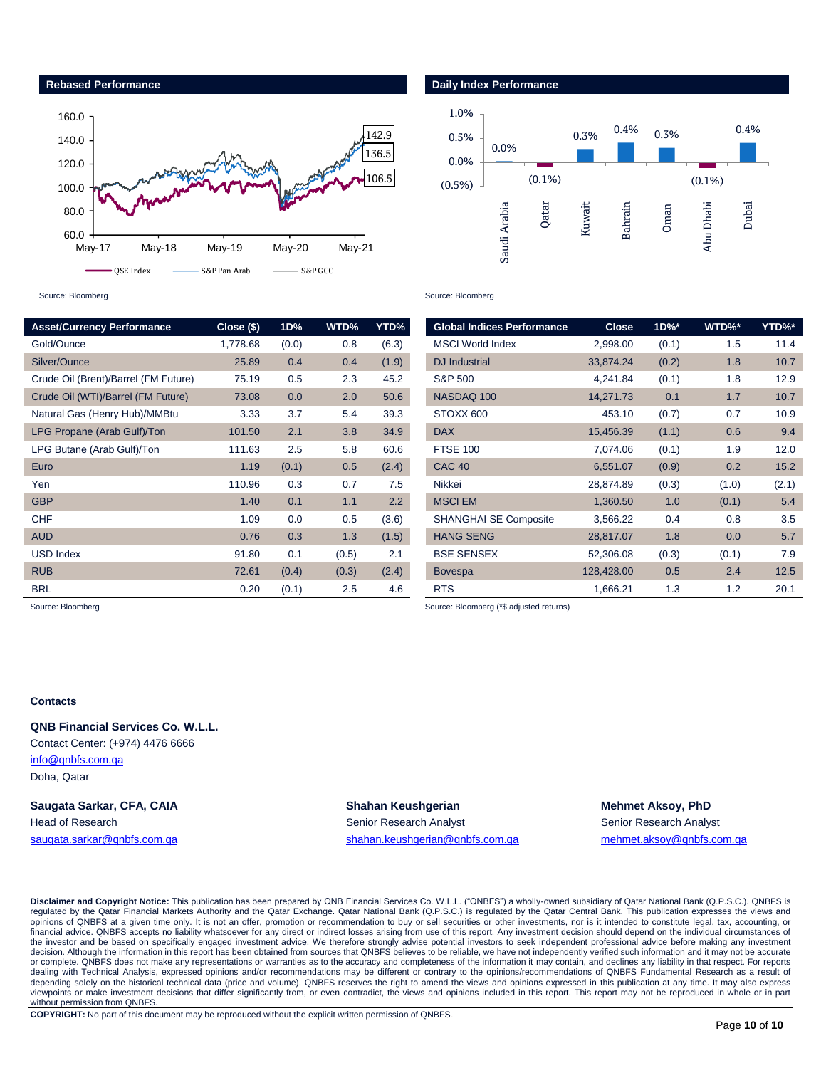**Rebased Performance**

160.0
140.0
120.0
100.0
80.0
60.0

May-17 May-18 May-19 May-20 May-21

142.9
136.5
106.5

QSE Index — S&P Pan Arab — S&P GCC

Source: Bloomberg

**Daily Index Performance**

1.0%
0.5%
0.0%
(0.5%)

Saudi Arabia 0.0%
Qatar (0.1%)
Kuwait 0.3%
Bahrain 0.4%
Oman 0.3%
Abu Dhabi (0.1%)
Dubai 0.4%

Source: Bloomberg

| Asset/Currency Performance | Close ($) | 1D% | WTD% | YTD% |
|---|---|---|---|---|
| Gold/Ounce | 1,778.68 | (0.0) | 0.8 | (6.3) |
| Silver/Ounce | 25.89 | 0.4 | 0.4 | (1.9) |
| Crude Oil (Brent)/Barrel (FM Future) | 75.19 | 0.5 | 2.3 | 45.2 |
| Crude Oil (WTI)/Barrel (FM Future) | 73.08 | 0.0 | 2.0 | 50.6 |
| Natural Gas (Henry Hub)/MMBtu | 3.33 | 3.7 | 5.4 | 39.3 |
| LPG Propane (Arab Gulf)/Ton | 101.50 | 2.1 | 3.8 | 34.9 |
| LPG Butane (Arab Gulf)/Ton | 111.63 | 2.5 | 5.8 | 60.6 |
| Euro | 1.19 | (0.1) | 0.5 | (2.4) |
| Yen | 110.96 | 0.3 | 0.7 | 7.5 |
| GBP | 1.40 | 0.1 | 1.1 | 2.2 |
| CHF | 1.09 | 0.0 | 0.5 | (3.6) |
| AUD | 0.76 | 0.3 | 1.3 | (1.5) |
| USD Index | 91.80 | 0.1 | (0.5) | 2.1 |
| RUB | 72.61 | (0.4) | (0.3) | (2.4) |
| BRL | 0.20 | (0.1) | 2.5 | 4.6 |

Source: Bloomberg

| Global Indices Performance | Close | 1D%* | WTD%* | YTD%* |
|---|---|---|---|---|
| MSCI World Index | 2,998.00 | (0.1) | 1.5 | 11.4 |
| DJ Industrial | 33,874.24 | (0.2) | 1.8 | 10.7 |
| S&P 500 | 4,241.84 | (0.1) | 1.8 | 12.9 |
| NASDAQ 100 | 14,271.73 | 0.1 | 1.7 | 10.7 |
| STOXX 600 | 453.10 | (0.7) | 0.7 | 10.9 |
| DAX | 15,456.39 | (1.1) | 0.6 | 9.4 |
| FTSE 100 | 7,074.06 | (0.1) | 1.9 | 12.0 |
| CAC 40 | 6,551.07 | (0.9) | 0.2 | 15.2 |
| Nikkei | 28,874.89 | (0.3) | (1.0) | (2.1) |
| MSCI EM | 1,360.50 | 1.0 | (0.1) | 5.4 |
| SHANGHAI SE Composite | 3,566.22 | 0.4 | 0.8 | 3.5 |
| HANG SENG | 28,817.07 | 1.8 | 0.0 | 5.7 |
| BSE SENSEX | 52,306.08 | (0.3) | (0.1) | 7.9 |
| Bovespa | 128,428.00 | 0.5 | 2.4 | 12.5 |
| RTS | 1,666.21 | 1.3 | 1.2 | 20.1 |

Source: Bloomberg (*$ adjusted returns)

**Contacts**

**QNB Financial Services Co. W.L.L.**
Contact Center: (+974) 4476 6666
info@qnbfs.com.qa
Doha, Qatar

**Saugata Sarkar, CFA, CAIA**
Head of Research
saugata.sarkar@qnbfs.com.qa

**Shahan Keushgerian**
Senior Research Analyst
shahan.keushgerian@qnbfs.com.qa

**Mehmet Aksoy, PhD**
Senior Research Analyst
mehmet.aksoy@qnbfs.com.qa

**Disclaimer and Copyright Notice:** This publication has been prepared by QNB Financial Services Co. W.L.L. ("QNBFS") a wholly-owned subsidiary of Qatar National Bank (Q.P.S.C.). QNBFS is regulated by the Qatar Financial Markets Authority and the Qatar Exchange. Qatar National Bank (Q.P.S.C.) is regulated by the Qatar Central Bank. This publication expresses the views and opinions of QNBFS at a given time only. It is not an offer, promotion or recommendation to buy or sell securities or other investments, nor is it intended to constitute legal, tax, accounting, or financial advice. QNBFS accepts no liability whatsoever for any direct or indirect losses arising from use of this report. Any investment decision should depend on the individual circumstances of the investor and be based on specifically engaged investment advice. We therefore strongly advise potential investors to seek independent professional advice before making any investment decision. Although the information in this report has been obtained from sources that QNBFS believes to be reliable, we have not independently verified such information and it may not be accurate or complete. QNBFS does not make any representations or warranties as to the accuracy and completeness of the information it may contain, and declines any liability in that respect. For reports dealing with Technical Analysis, expressed opinions and/or recommendations may be different or contrary to the opinions/recommendations of QNBFS Fundamental Research as a result of depending solely on the historical technical data (price and volume). QNBFS reserves the right to amend the views and opinions expressed in this publication at any time. It may also express viewpoints or make investment decisions that differ significantly from, or even contradict, the views and opinions included in this report. This report may not be reproduced in whole or in part without permission from QNBFS.

**COPYRIGHT:** No part of this document may be reproduced without the explicit written permission of QNBFS.